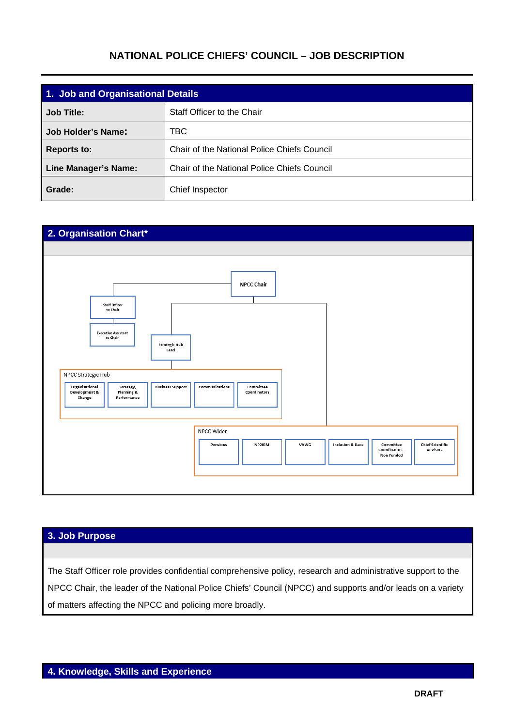# NATIONAL POLICE CHIEFS' COUNCIL – JOB DESCRIPTION

| 1. Job and Organisational Details | |
|---|---|
| **Job Title:** | Staff Officer to the Chair |
| **Job Holder's Name:** | TBC |
| **Reports to:** | Chair of the National Police Chiefs Council |
| **Line Manager's Name:** | Chair of the National Police Chiefs Council |
| **Grade:** | Chief Inspector |

## 2. Organisation Chart*

- NPCC Chair
  - Staff Officer to Chair
    - Executive Assistant to Chair
  - Strategic Hub Lead
    - NPCC Strategic Hub
      - Organisational Development & Change
      - Strategy, Planning & Performance
      - Business Support
      - Communications
      - Committee Coordinators
  - NPCC Wider
    - Pensions
    - NP2IRM
    - VAWG
    - Inclusion & Race
    - Committee Coordinators - Non Funded
    - Chief Scientific Advisors

## 3. Job Purpose

The Staff Officer role provides confidential comprehensive policy, research and administrative support to the NPCC Chair, the leader of the National Police Chiefs' Council (NPCC) and supports and/or leads on a variety of matters affecting the NPCC and policing more broadly.

## 4. Knowledge, Skills and Experience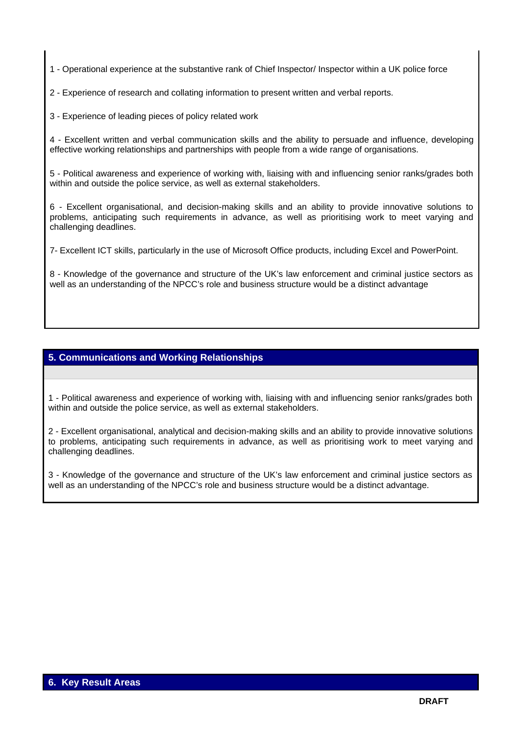1 - Operational experience at the substantive rank of Chief Inspector/ Inspector within a UK police force

2 - Experience of research and collating information to present written and verbal reports.

3 - Experience of leading pieces of policy related work

4 - Excellent written and verbal communication skills and the ability to persuade and influence, developing effective working relationships and partnerships with people from a wide range of organisations.

5 - Political awareness and experience of working with, liaising with and influencing senior ranks/grades both within and outside the police service, as well as external stakeholders.

6 - Excellent organisational, and decision-making skills and an ability to provide innovative solutions to problems, anticipating such requirements in advance, as well as prioritising work to meet varying and challenging deadlines.

7- Excellent ICT skills, particularly in the use of Microsoft Office products, including Excel and PowerPoint.

8 - Knowledge of the governance and structure of the UK's law enforcement and criminal justice sectors as well as an understanding of the NPCC's role and business structure would be a distinct advantage

## 5. Communications and Working Relationships

1 - Political awareness and experience of working with, liaising with and influencing senior ranks/grades both within and outside the police service, as well as external stakeholders.

2 - Excellent organisational, analytical and decision-making skills and an ability to provide innovative solutions to problems, anticipating such requirements in advance, as well as prioritising work to meet varying and challenging deadlines.

3 - Knowledge of the governance and structure of the UK's law enforcement and criminal justice sectors as well as an understanding of the NPCC's role and business structure would be a distinct advantage.

## 6. Key Result Areas

**DRAFT**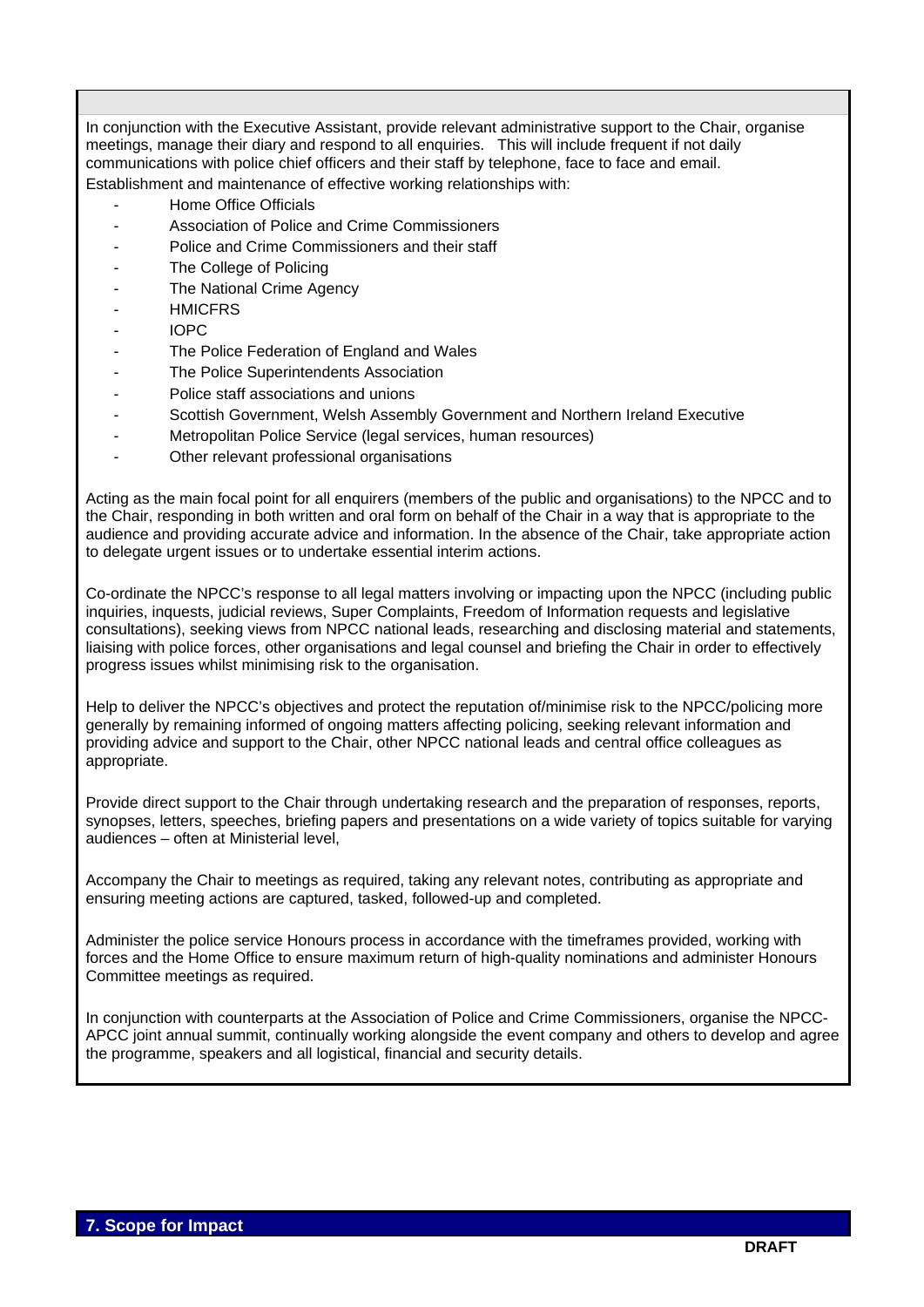In conjunction with the Executive Assistant, provide relevant administrative support to the Chair, organise meetings, manage their diary and respond to all enquiries. This will include frequent if not daily communications with police chief officers and their staff by telephone, face to face and email.

Establishment and maintenance of effective working relationships with:

- Home Office Officials
- Association of Police and Crime Commissioners
- Police and Crime Commissioners and their staff
- The College of Policing
- The National Crime Agency
- HMICFRS
- IOPC
- The Police Federation of England and Wales
- The Police Superintendents Association
- Police staff associations and unions
- Scottish Government, Welsh Assembly Government and Northern Ireland Executive
- Metropolitan Police Service (legal services, human resources)
- Other relevant professional organisations

Acting as the main focal point for all enquirers (members of the public and organisations) to the NPCC and to the Chair, responding in both written and oral form on behalf of the Chair in a way that is appropriate to the audience and providing accurate advice and information. In the absence of the Chair, take appropriate action to delegate urgent issues or to undertake essential interim actions.

Co-ordinate the NPCC's response to all legal matters involving or impacting upon the NPCC (including public inquiries, inquests, judicial reviews, Super Complaints, Freedom of Information requests and legislative consultations), seeking views from NPCC national leads, researching and disclosing material and statements, liaising with police forces, other organisations and legal counsel and briefing the Chair in order to effectively progress issues whilst minimising risk to the organisation.

Help to deliver the NPCC's objectives and protect the reputation of/minimise risk to the NPCC/policing more generally by remaining informed of ongoing matters affecting policing, seeking relevant information and providing advice and support to the Chair, other NPCC national leads and central office colleagues as appropriate.

Provide direct support to the Chair through undertaking research and the preparation of responses, reports, synopses, letters, speeches, briefing papers and presentations on a wide variety of topics suitable for varying audiences – often at Ministerial level,

Accompany the Chair to meetings as required, taking any relevant notes, contributing as appropriate and ensuring meeting actions are captured, tasked, followed-up and completed.

Administer the police service Honours process in accordance with the timeframes provided, working with forces and the Home Office to ensure maximum return of high-quality nominations and administer Honours Committee meetings as required.

In conjunction with counterparts at the Association of Police and Crime Commissioners, organise the NPCC-APCC joint annual summit, continually working alongside the event company and others to develop and agree the programme, speakers and all logistical, financial and security details.

## 7. Scope for Impact

**DRAFT**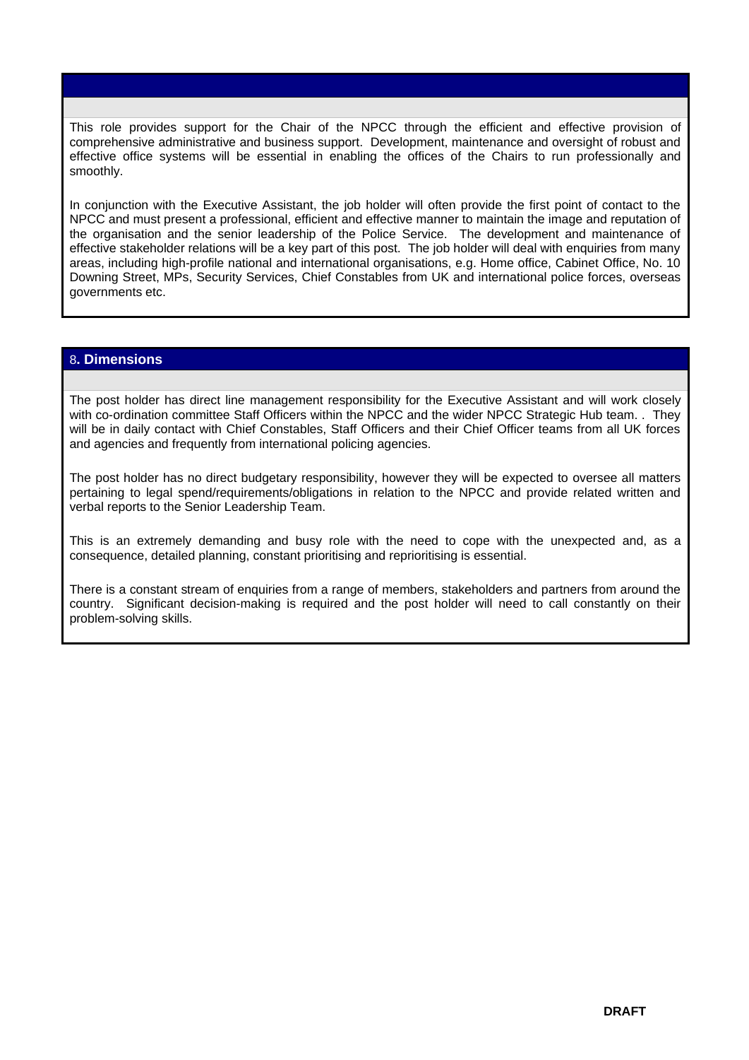This role provides support for the Chair of the NPCC through the efficient and effective provision of comprehensive administrative and business support. Development, maintenance and oversight of robust and effective office systems will be essential in enabling the offices of the Chairs to run professionally and smoothly.

In conjunction with the Executive Assistant, the job holder will often provide the first point of contact to the NPCC and must present a professional, efficient and effective manner to maintain the image and reputation of the organisation and the senior leadership of the Police Service. The development and maintenance of effective stakeholder relations will be a key part of this post. The job holder will deal with enquiries from many areas, including high-profile national and international organisations, e.g. Home office, Cabinet Office, No. 10 Downing Street, MPs, Security Services, Chief Constables from UK and international police forces, overseas governments etc.

## 8. Dimensions

The post holder has direct line management responsibility for the Executive Assistant and will work closely with co-ordination committee Staff Officers within the NPCC and the wider NPCC Strategic Hub team. . They will be in daily contact with Chief Constables, Staff Officers and their Chief Officer teams from all UK forces and agencies and frequently from international policing agencies.

The post holder has no direct budgetary responsibility, however they will be expected to oversee all matters pertaining to legal spend/requirements/obligations in relation to the NPCC and provide related written and verbal reports to the Senior Leadership Team.

This is an extremely demanding and busy role with the need to cope with the unexpected and, as a consequence, detailed planning, constant prioritising and reprioritising is essential.

There is a constant stream of enquiries from a range of members, stakeholders and partners from around the country. Significant decision-making is required and the post holder will need to call constantly on their problem-solving skills.

DRAFT